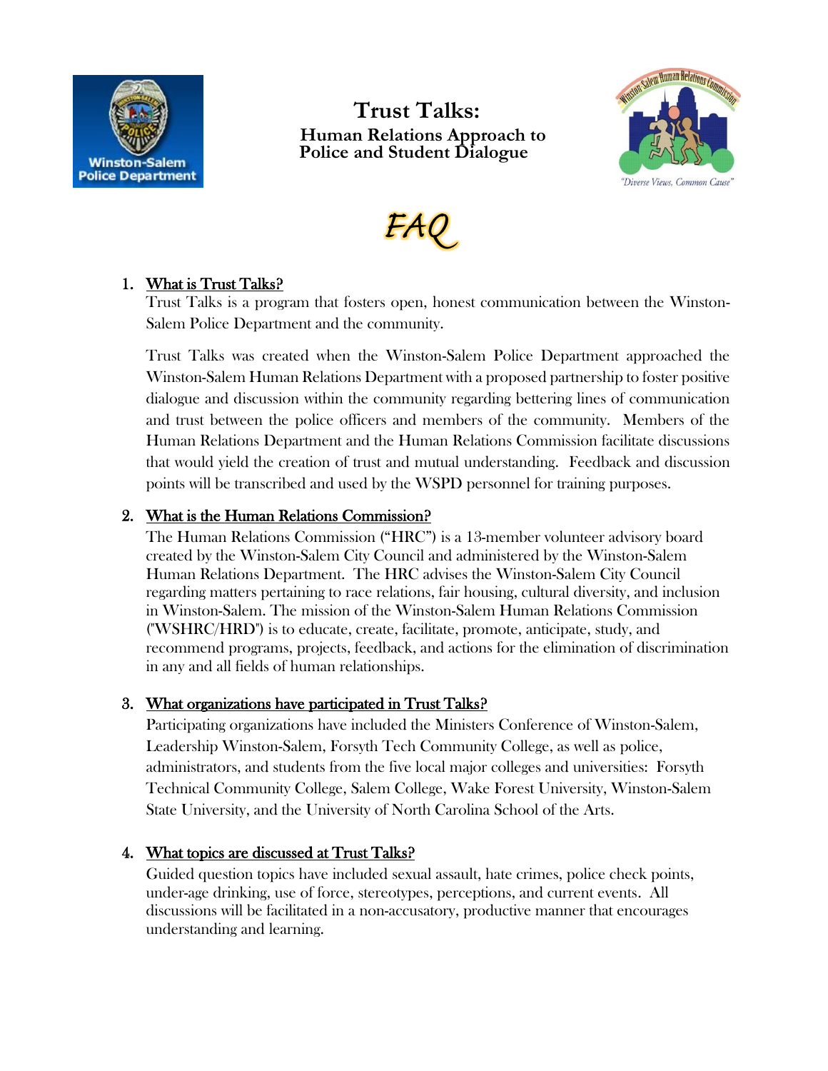# Trust Talks:

## Human Relations Approach to Police and Student Dialogue

## FAQ

1. **What is Trust Talks?**

   Trust Talks is a program that fosters open, honest communication between the Winston-Salem Police Department and the community.

   Trust Talks was created when the Winston-Salem Police Department approached the Winston-Salem Human Relations Department with a proposed partnership to foster positive dialogue and discussion within the community regarding bettering lines of communication and trust between the police officers and members of the community. Members of the Human Relations Department and the Human Relations Commission facilitate discussions that would yield the creation of trust and mutual understanding. Feedback and discussion points will be transcribed and used by the WSPD personnel for training purposes.

2. **What is the Human Relations Commission?**

   The Human Relations Commission ("HRC") is a 13-member volunteer advisory board created by the Winston-Salem City Council and administered by the Winston-Salem Human Relations Department. The HRC advises the Winston-Salem City Council regarding matters pertaining to race relations, fair housing, cultural diversity, and inclusion in Winston-Salem. The mission of the Winston-Salem Human Relations Commission ("WSHRC/HRD") is to educate, create, facilitate, promote, anticipate, study, and recommend programs, projects, feedback, and actions for the elimination of discrimination in any and all fields of human relationships.

3. **What organizations have participated in Trust Talks?**

   Participating organizations have included the Ministers Conference of Winston-Salem, Leadership Winston-Salem, Forsyth Tech Community College, as well as police, administrators, and students from the five local major colleges and universities: Forsyth Technical Community College, Salem College, Wake Forest University, Winston-Salem State University, and the University of North Carolina School of the Arts.

4. **What topics are discussed at Trust Talks?**

   Guided question topics have included sexual assault, hate crimes, police check points, under-age drinking, use of force, stereotypes, perceptions, and current events. All discussions will be facilitated in a non-accusatory, productive manner that encourages understanding and learning.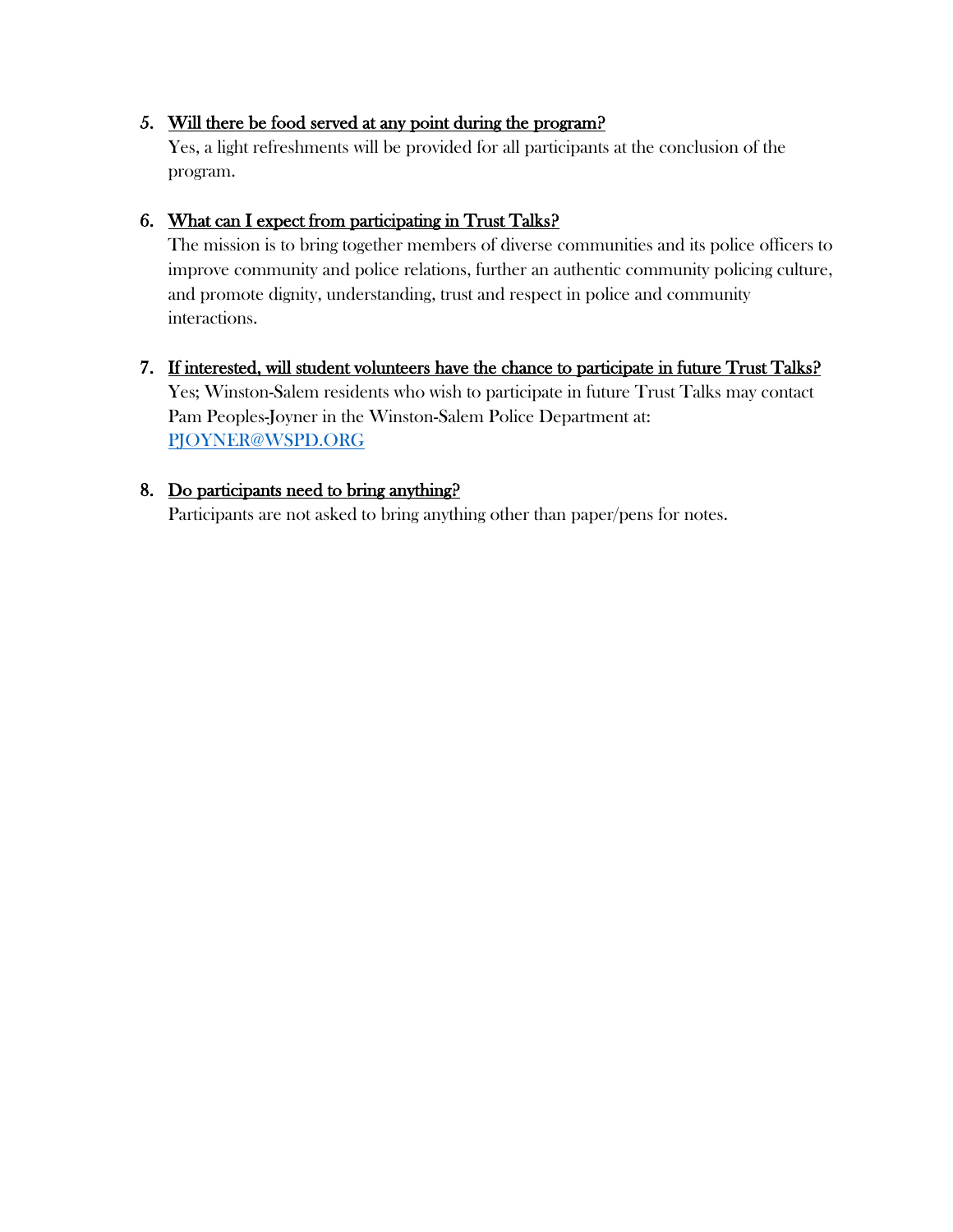5. <u>Will there be food served at any point during the program?</u>
   Yes, a light refreshments will be provided for all participants at the conclusion of the program.

6. <u>What can I expect from participating in Trust Talks?</u>
   The mission is to bring together members of diverse communities and its police officers to improve community and police relations, further an authentic community policing culture, and promote dignity, understanding, trust and respect in police and community interactions.

7. <u>If interested, will student volunteers have the chance to participate in future Trust Talks?</u>
   Yes; Winston-Salem residents who wish to participate in future Trust Talks may contact Pam Peoples-Joyner in the Winston-Salem Police Department at: [PJOYNER@WSPD.ORG](mailto:PJOYNER@WSPD.ORG)

8. <u>Do participants need to bring anything?</u>
   Participants are not asked to bring anything other than paper/pens for notes.